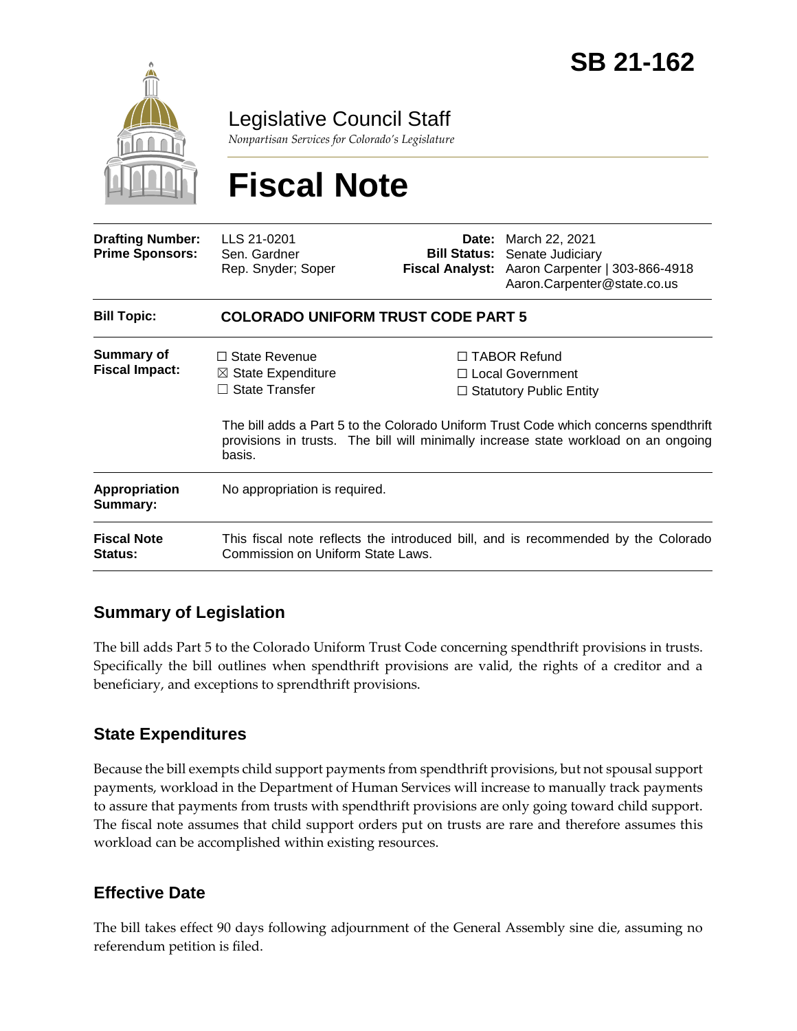# SB 21-162

Legislative Council Staff

*Nonpartisan Services for Colorado's Legislature*

# Fiscal Note

| | | | |
|---|---|---|---|
| **Drafting Number:** | LLS 21-0201 | **Date:** | March 22, 2021 |
| **Prime Sponsors:** | Sen. Gardner<br>Rep. Snyder; Soper | **Bill Status:** | Senate Judiciary |
| | | **Fiscal Analyst:** | Aaron Carpenter \| 303-866-4918<br>Aaron.Carpenter@state.co.us |

| | |
|---|---|
| **Bill Topic:** | **COLORADO UNIFORM TRUST CODE PART 5** |
| **Summary of Fiscal Impact:** | ☐ State Revenue<br>☒ State Expenditure<br>☐ State Transfer<br>☐ TABOR Refund<br>☐ Local Government<br>☐ Statutory Public Entity<br><br>The bill adds a Part 5 to the Colorado Uniform Trust Code which concerns spendthrift provisions in trusts. The bill will minimally increase state workload on an ongoing basis. |
| **Appropriation Summary:** | No appropriation is required. |
| **Fiscal Note Status:** | This fiscal note reflects the introduced bill, and is recommended by the Colorado Commission on Uniform State Laws. |

## Summary of Legislation

The bill adds Part 5 to the Colorado Uniform Trust Code concerning spendthrift provisions in trusts. Specifically the bill outlines when spendthrift provisions are valid, the rights of a creditor and a beneficiary, and exceptions to sprendthrift provisions.

## State Expenditures

Because the bill exempts child support payments from spendthrift provisions, but not spousal support payments, workload in the Department of Human Services will increase to manually track payments to assure that payments from trusts with spendthrift provisions are only going toward child support. The fiscal note assumes that child support orders put on trusts are rare and therefore assumes this workload can be accomplished within existing resources.

## Effective Date

The bill takes effect 90 days following adjournment of the General Assembly sine die, assuming no referendum petition is filed.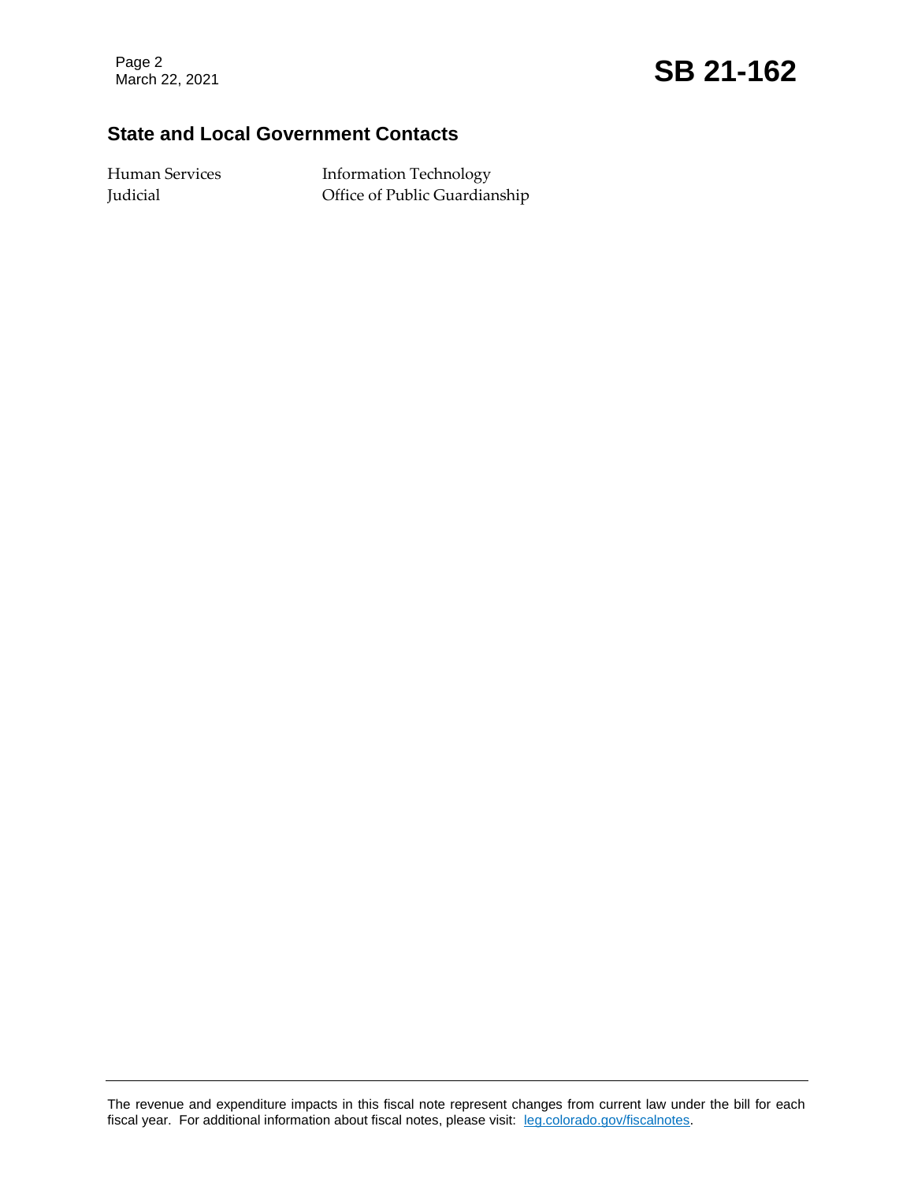## State and Local Government Contacts

| | |
|---|---|
| Human Services | Information Technology |
| Judicial | Office of Public Guardianship |

The revenue and expenditure impacts in this fiscal note represent changes from current law under the bill for each fiscal year. For additional information about fiscal notes, please visit: [leg.colorado.gov/fiscalnotes](leg.colorado.gov/fiscalnotes).